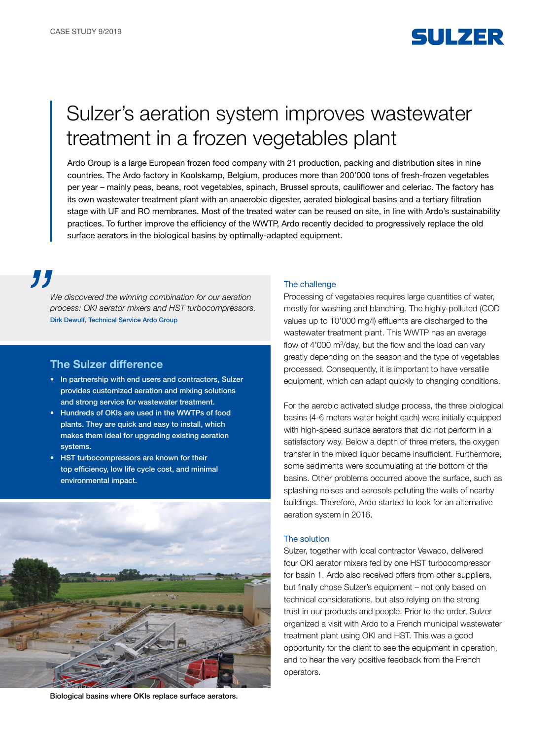CASE STUDY 9/2019

# Sulzer's aeration system improves wastewater treatment in a frozen vegetables plant

Ardo Group is a large European frozen food company with 21 production, packing and distribution sites in nine countries. The Ardo factory in Koolskamp, Belgium, produces more than 200'000 tons of fresh-frozen vegetables per year – mainly peas, beans, root vegetables, spinach, Brussel sprouts, cauliflower and celeriac. The factory has its own wastewater treatment plant with an anaerobic digester, aerated biological basins and a tertiary filtration stage with UF and RO membranes. Most of the treated water can be reused on site, in line with Ardo's sustainability practices. To further improve the efficiency of the WWTP, Ardo recently decided to progressively replace the old surface aerators in the biological basins by optimally-adapted equipment.

> *We discovered the winning combination for our aeration process: OKI aerator mixers and HST turbocompressors.*
> Dirk Dewulf, Technical Service Ardo Group

## The Sulzer difference

- **In partnership with end users and contractors, Sulzer provides customized aeration and mixing solutions and strong service for wastewater treatment.**
- **Hundreds of OKIs are used in the WWTPs of food plants. They are quick and easy to install, which makes them ideal for upgrading existing aeration systems.**
- **HST turbocompressors are known for their top efficiency, low life cycle cost, and minimal environmental impact.**

Biological basins where OKIs replace surface aerators.

### The challenge

Processing of vegetables requires large quantities of water, mostly for washing and blanching. The highly-polluted (COD values up to 10'000 mg/l) effluents are discharged to the wastewater treatment plant. This WWTP has an average flow of 4'000 $m^3$/day, but the flow and the load can vary greatly depending on the season and the type of vegetables processed. Consequently, it is important to have versatile equipment, which can adapt quickly to changing conditions.

For the aerobic activated sludge process, the three biological basins (4-6 meters water height each) were initially equipped with high-speed surface aerators that did not perform in a satisfactory way. Below a depth of three meters, the oxygen transfer in the mixed liquor became insufficient. Furthermore, some sediments were accumulating at the bottom of the basins. Other problems occurred above the surface, such as splashing noises and aerosols polluting the walls of nearby buildings. Therefore, Ardo started to look for an alternative aeration system in 2016.

### The solution

Sulzer, together with local contractor Vewaco, delivered four OKI aerator mixers fed by one HST turbocompressor for basin 1. Ardo also received offers from other suppliers, but finally chose Sulzer's equipment – not only based on technical considerations, but also relying on the strong trust in our products and people. Prior to the order, Sulzer organized a visit with Ardo to a French municipal wastewater treatment plant using OKI and HST. This was a good opportunity for the client to see the equipment in operation, and to hear the very positive feedback from the French operators.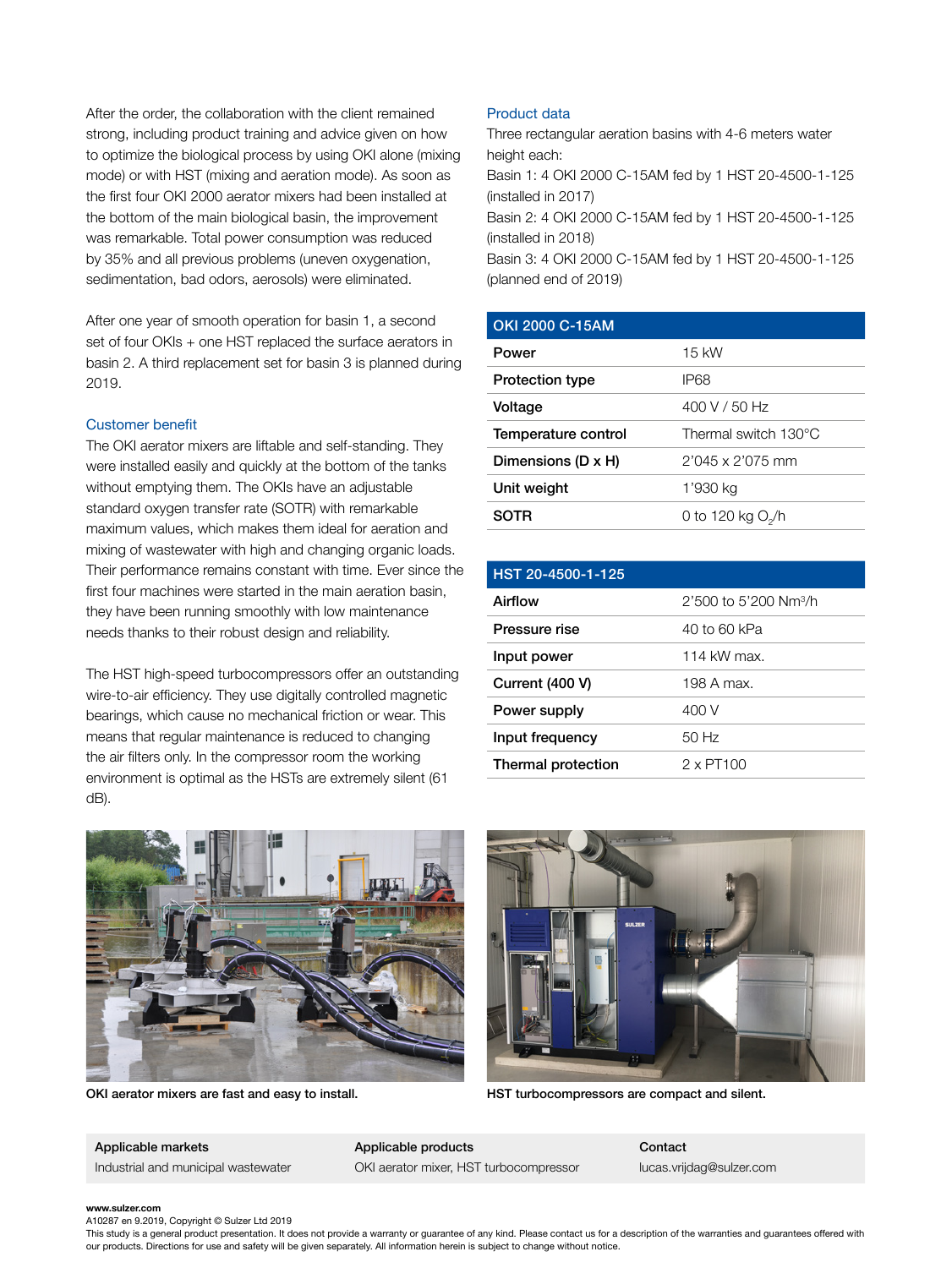After the order, the collaboration with the client remained strong, including product training and advice given on how to optimize the biological process by using OKI alone (mixing mode) or with HST (mixing and aeration mode). As soon as the first four OKI 2000 aerator mixers had been installed at the bottom of the main biological basin, the improvement was remarkable. Total power consumption was reduced by 35% and all previous problems (uneven oxygenation, sedimentation, bad odors, aerosols) were eliminated.

After one year of smooth operation for basin 1, a second set of four OKIs + one HST replaced the surface aerators in basin 2. A third replacement set for basin 3 is planned during 2019.

## Customer benefit

The OKI aerator mixers are liftable and self-standing. They were installed easily and quickly at the bottom of the tanks without emptying them. The OKIs have an adjustable standard oxygen transfer rate (SOTR) with remarkable maximum values, which makes them ideal for aeration and mixing of wastewater with high and changing organic loads. Their performance remains constant with time. Ever since the first four machines were started in the main aeration basin, they have been running smoothly with low maintenance needs thanks to their robust design and reliability.

The HST high-speed turbocompressors offer an outstanding wire-to-air efficiency. They use digitally controlled magnetic bearings, which cause no mechanical friction or wear. This means that regular maintenance is reduced to changing the air filters only. In the compressor room the working environment is optimal as the HSTs are extremely silent (61 dB).

## Product data

Three rectangular aeration basins with 4-6 meters water height each:
Basin 1: 4 OKI 2000 C-15AM fed by 1 HST 20-4500-1-125 (installed in 2017)
Basin 2: 4 OKI 2000 C-15AM fed by 1 HST 20-4500-1-125 (installed in 2018)
Basin 3: 4 OKI 2000 C-15AM fed by 1 HST 20-4500-1-125 (planned end of 2019)

| OKI 2000 C-15AM | |
|---|---|
| **Power** | 15 kW |
| **Protection type** | IP68 |
| **Voltage** | 400 V / 50 Hz |
| **Temperature control** | Thermal switch 130°C |
| **Dimensions (D x H)** | 2'045 x 2'075 mm |
| **Unit weight** | 1'930 kg |
| **SOTR** | 0 to 120 kg $O_2$/h |

| HST 20-4500-1-125 | |
|---|---|
| **Airflow** | 2'500 to 5'200 Nm³/h |
| **Pressure rise** | 40 to 60 kPa |
| **Input power** | 114 kW max. |
| **Current (400 V)** | 198 A max. |
| **Power supply** | 400 V |
| **Input frequency** | 50 Hz |
| **Thermal protection** | 2 x PT100 |

OKI aerator mixers are fast and easy to install.

HST turbocompressors are compact and silent.

| Applicable markets | Applicable products | Contact |
|---|---|---|
| Industrial and municipal wastewater | OKI aerator mixer, HST turbocompressor | lucas.vrijdag@sulzer.com |

**www.sulzer.com**
A10287 en 9.2019, Copyright © Sulzer Ltd 2019
This study is a general product presentation. It does not provide a warranty or guarantee of any kind. Please contact us for a description of the warranties and guarantees offered with our products. Directions for use and safety will be given separately. All information herein is subject to change without notice.